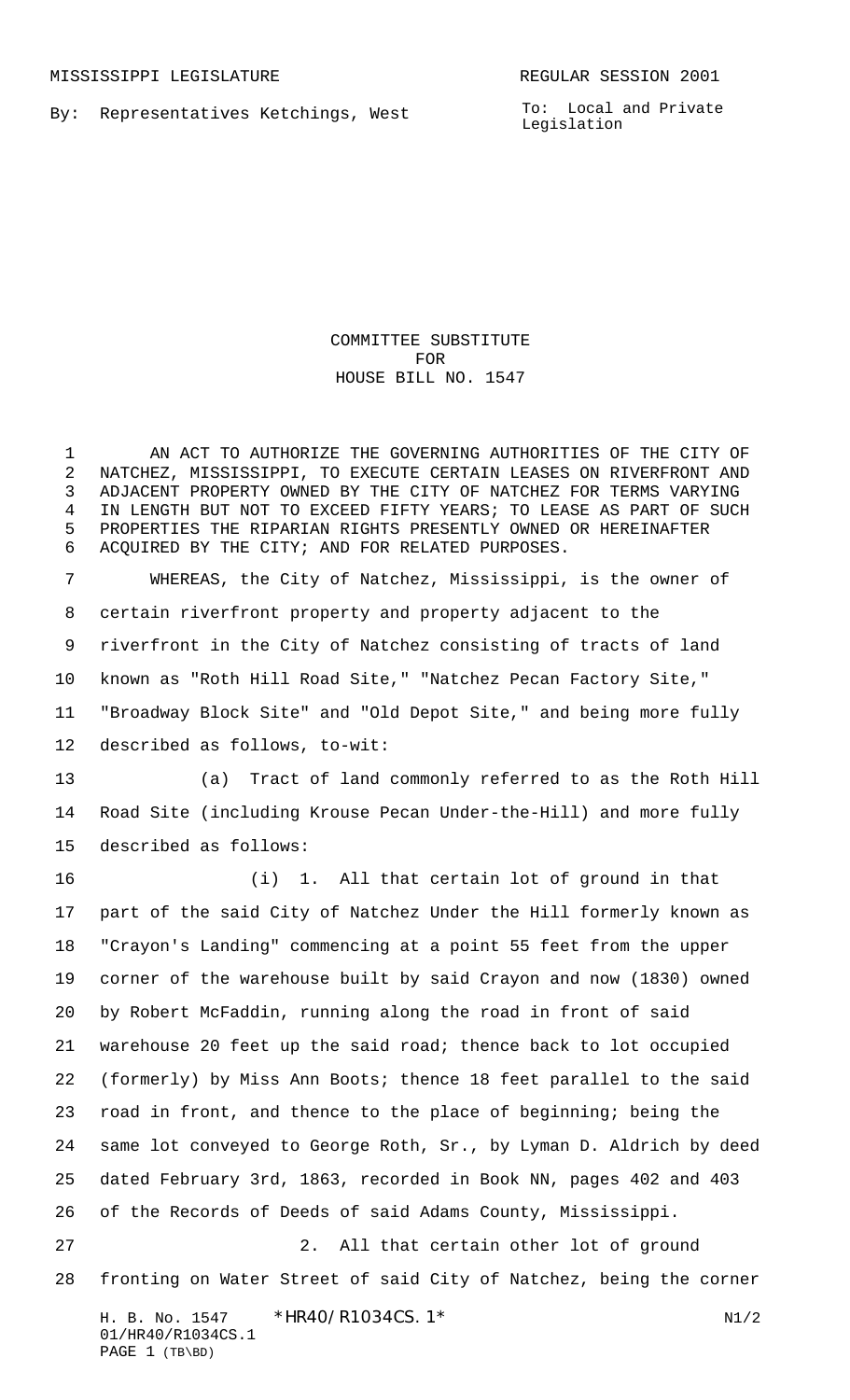MISSISSIPPI LEGISLATURE REGULAR SESSION 2001

By: Representatives Ketchings, West

To: Local and Private Legislation

# COMMITTEE SUBSTITUTE FOR HOUSE BILL NO. 1547

AN ACT TO AUTHORIZE THE GOVERNING AUTHORITIES OF THE CITY OF NATCHEZ, MISSISSIPPI, TO EXECUTE CERTAIN LEASES ON RIVERFRONT AND ADJACENT PROPERTY OWNED BY THE CITY OF NATCHEZ FOR TERMS VARYING IN LENGTH BUT NOT TO EXCEED FIFTY YEARS; TO LEASE AS PART OF SUCH PROPERTIES THE RIPARIAN RIGHTS PRESENTLY OWNED OR HEREINAFTER ACQUIRED BY THE CITY; AND FOR RELATED PURPOSES.

WHEREAS, the City of Natchez, Mississippi, is the owner of certain riverfront property and property adjacent to the riverfront in the City of Natchez consisting of tracts of land known as "Roth Hill Road Site," "Natchez Pecan Factory Site," "Broadway Block Site" and "Old Depot Site," and being more fully described as follows, to-wit:

(a) Tract of land commonly referred to as the Roth Hill Road Site (including Krouse Pecan Under-the-Hill) and more fully described as follows:

(i) 1. All that certain lot of ground in that part of the said City of Natchez Under the Hill formerly known as "Crayon's Landing" commencing at a point 55 feet from the upper corner of the warehouse built by said Crayon and now (1830) owned by Robert McFaddin, running along the road in front of said warehouse 20 feet up the said road; thence back to lot occupied (formerly) by Miss Ann Boots; thence 18 feet parallel to the said road in front, and thence to the place of beginning; being the same lot conveyed to George Roth, Sr., by Lyman D. Aldrich by deed dated February 3rd, 1863, recorded in Book NN, pages 402 and 403 of the Records of Deeds of said Adams County, Mississippi.

2. All that certain other lot of ground fronting on Water Street of said City of Natchez, being the corner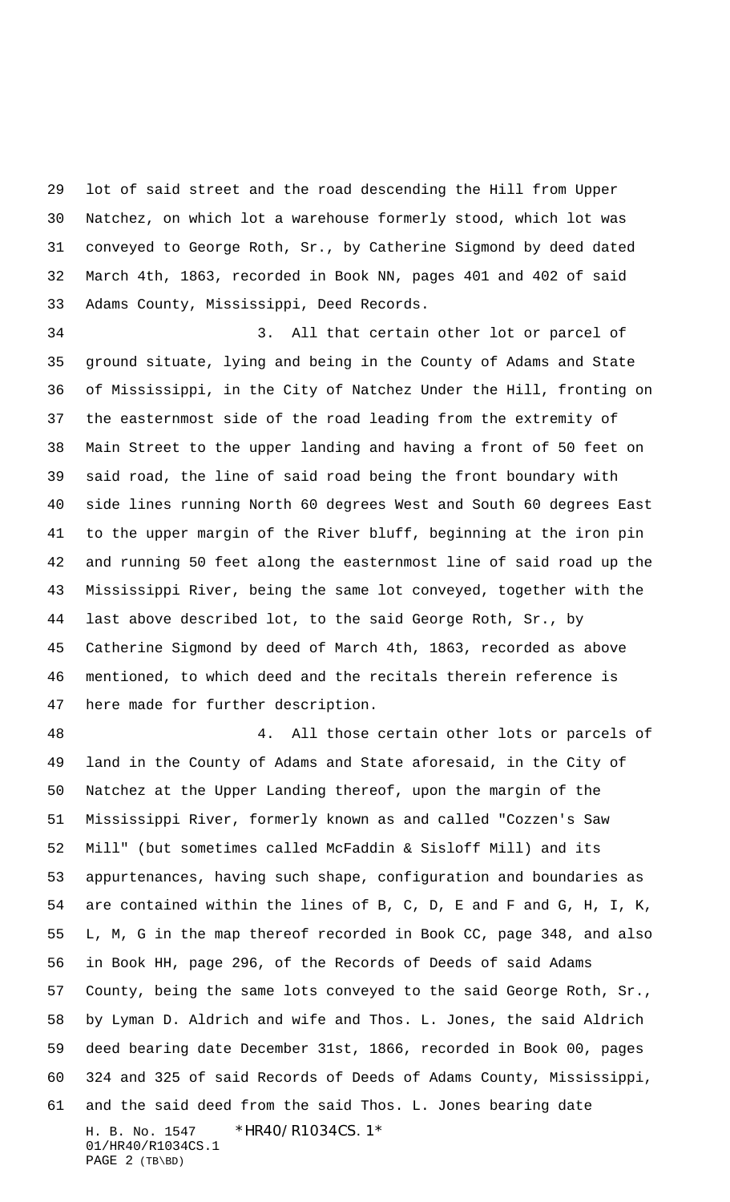lot of said street and the road descending the Hill from Upper Natchez, on which lot a warehouse formerly stood, which lot was conveyed to George Roth, Sr., by Catherine Sigmond by deed dated March 4th, 1863, recorded in Book NN, pages 401 and 402 of said Adams County, Mississippi, Deed Records.

3. All that certain other lot or parcel of ground situate, lying and being in the County of Adams and State of Mississippi, in the City of Natchez Under the Hill, fronting on the easternmost side of the road leading from the extremity of Main Street to the upper landing and having a front of 50 feet on said road, the line of said road being the front boundary with side lines running North 60 degrees West and South 60 degrees East to the upper margin of the River bluff, beginning at the iron pin and running 50 feet along the easternmost line of said road up the Mississippi River, being the same lot conveyed, together with the last above described lot, to the said George Roth, Sr., by Catherine Sigmond by deed of March 4th, 1863, recorded as above mentioned, to which deed and the recitals therein reference is here made for further description.

4. All those certain other lots or parcels of land in the County of Adams and State aforesaid, in the City of Natchez at the Upper Landing thereof, upon the margin of the Mississippi River, formerly known as and called "Cozzen's Saw Mill" (but sometimes called McFaddin & Sisloff Mill) and its appurtenances, having such shape, configuration and boundaries as are contained within the lines of B, C, D, E and F and G, H, I, K, L, M, G in the map thereof recorded in Book CC, page 348, and also in Book HH, page 296, of the Records of Deeds of said Adams County, being the same lots conveyed to the said George Roth, Sr., by Lyman D. Aldrich and wife and Thos. L. Jones, the said Aldrich deed bearing date December 31st, 1866, recorded in Book 00, pages 324 and 325 of said Records of Deeds of Adams County, Mississippi, and the said deed from the said Thos. L. Jones bearing date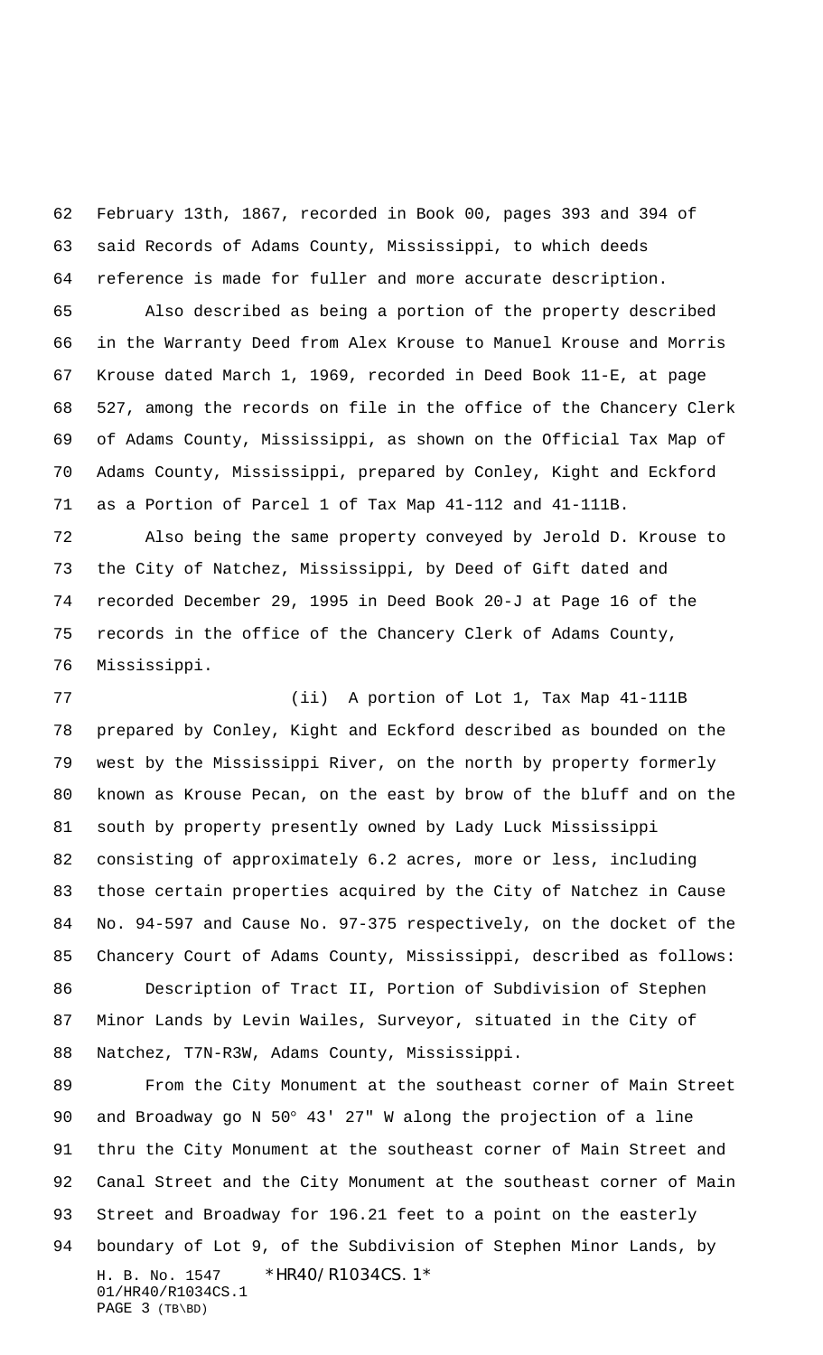February 13th, 1867, recorded in Book 00, pages 393 and 394 of said Records of Adams County, Mississippi, to which deeds reference is made for fuller and more accurate description.

Also described as being a portion of the property described in the Warranty Deed from Alex Krouse to Manuel Krouse and Morris Krouse dated March 1, 1969, recorded in Deed Book 11-E, at page 527, among the records on file in the office of the Chancery Clerk of Adams County, Mississippi, as shown on the Official Tax Map of Adams County, Mississippi, prepared by Conley, Kight and Eckford as a Portion of Parcel 1 of Tax Map 41-112 and 41-111B.

Also being the same property conveyed by Jerold D. Krouse to the City of Natchez, Mississippi, by Deed of Gift dated and recorded December 29, 1995 in Deed Book 20-J at Page 16 of the records in the office of the Chancery Clerk of Adams County, Mississippi.

(ii) A portion of Lot 1, Tax Map 41-111B prepared by Conley, Kight and Eckford described as bounded on the west by the Mississippi River, on the north by property formerly known as Krouse Pecan, on the east by brow of the bluff and on the south by property presently owned by Lady Luck Mississippi consisting of approximately 6.2 acres, more or less, including those certain properties acquired by the City of Natchez in Cause No. 94-597 and Cause No. 97-375 respectively, on the docket of the Chancery Court of Adams County, Mississippi, described as follows:

Description of Tract II, Portion of Subdivision of Stephen Minor Lands by Levin Wailes, Surveyor, situated in the City of Natchez, T7N-R3W, Adams County, Mississippi.

From the City Monument at the southeast corner of Main Street and Broadway go N 50° 43' 27" W along the projection of a line thru the City Monument at the southeast corner of Main Street and Canal Street and the City Monument at the southeast corner of Main Street and Broadway for 196.21 feet to a point on the easterly boundary of Lot 9, of the Subdivision of Stephen Minor Lands, by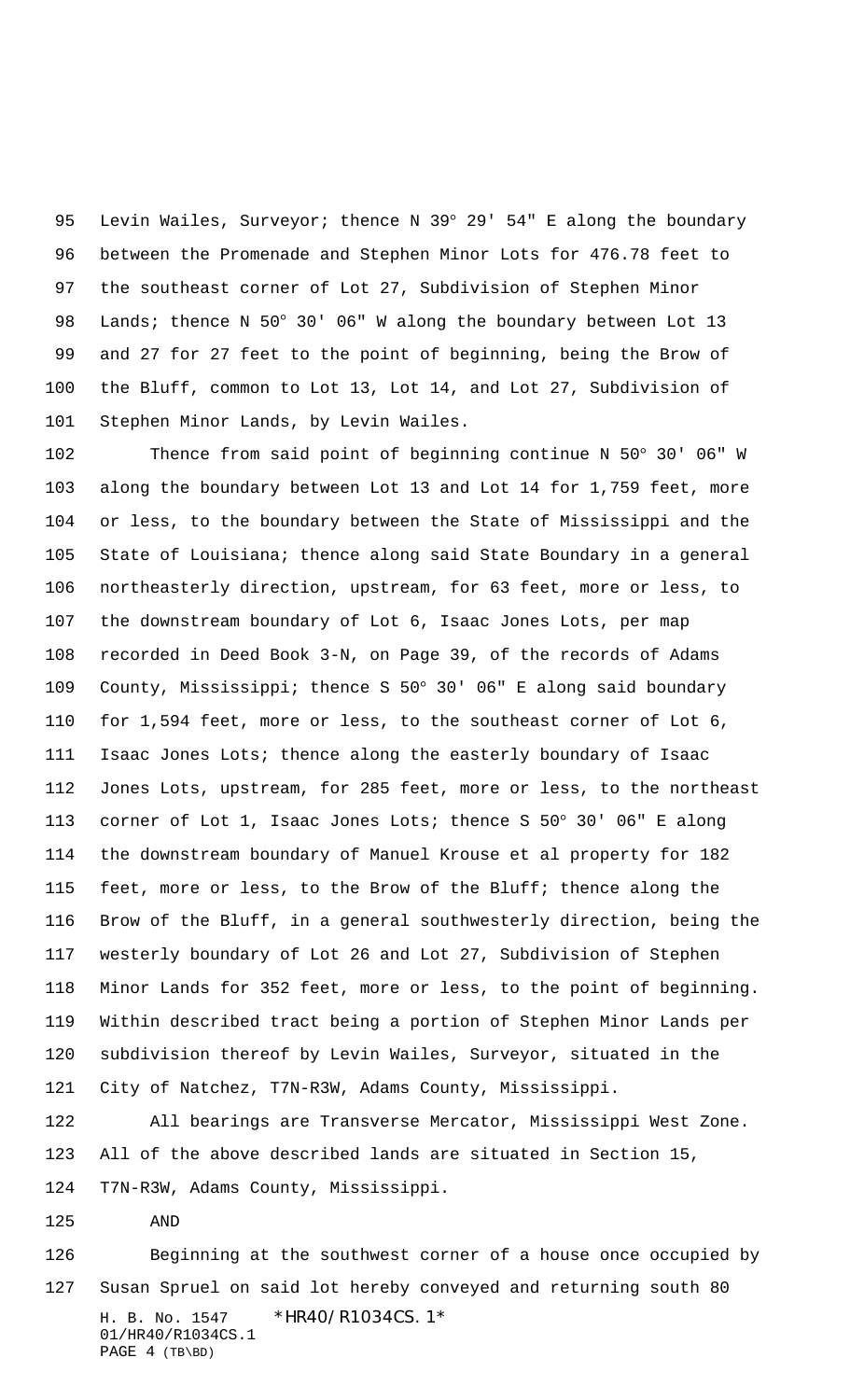Levin Wailes, Surveyor; thence N 39° 29' 54" E along the boundary between the Promenade and Stephen Minor Lots for 476.78 feet to the southeast corner of Lot 27, Subdivision of Stephen Minor Lands; thence N 50° 30' 06" W along the boundary between Lot 13 and 27 for 27 feet to the point of beginning, being the Brow of the Bluff, common to Lot 13, Lot 14, and Lot 27, Subdivision of Stephen Minor Lands, by Levin Wailes.

Thence from said point of beginning continue N 50° 30' 06" W along the boundary between Lot 13 and Lot 14 for 1,759 feet, more or less, to the boundary between the State of Mississippi and the State of Louisiana; thence along said State Boundary in a general northeasterly direction, upstream, for 63 feet, more or less, to the downstream boundary of Lot 6, Isaac Jones Lots, per map recorded in Deed Book 3-N, on Page 39, of the records of Adams County, Mississippi; thence S 50° 30' 06" E along said boundary for 1,594 feet, more or less, to the southeast corner of Lot 6, Isaac Jones Lots; thence along the easterly boundary of Isaac Jones Lots, upstream, for 285 feet, more or less, to the northeast corner of Lot 1, Isaac Jones Lots; thence S 50° 30' 06" E along the downstream boundary of Manuel Krouse et al property for 182 feet, more or less, to the Brow of the Bluff; thence along the Brow of the Bluff, in a general southwesterly direction, being the westerly boundary of Lot 26 and Lot 27, Subdivision of Stephen Minor Lands for 352 feet, more or less, to the point of beginning. Within described tract being a portion of Stephen Minor Lands per subdivision thereof by Levin Wailes, Surveyor, situated in the City of Natchez, T7N-R3W, Adams County, Mississippi.

All bearings are Transverse Mercator, Mississippi West Zone. All of the above described lands are situated in Section 15, T7N-R3W, Adams County, Mississippi.

AND

Beginning at the southwest corner of a house once occupied by Susan Spruel on said lot hereby conveyed and returning south 80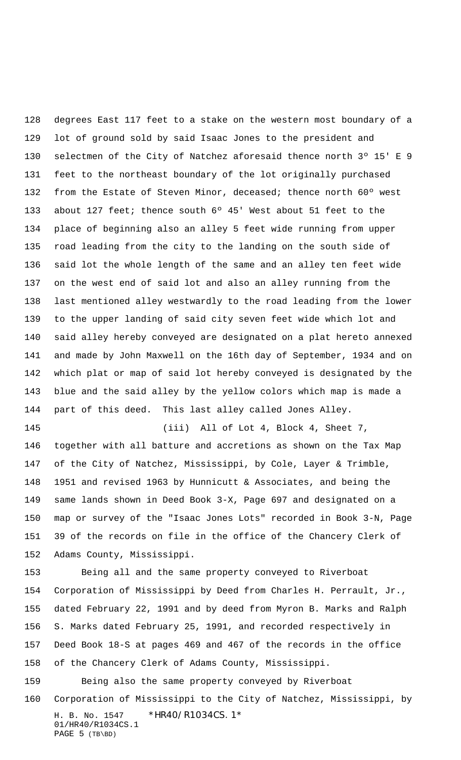degrees East 117 feet to a stake on the western most boundary of a lot of ground sold by said Isaac Jones to the president and selectmen of the City of Natchez aforesaid thence north 3º 15' E 9 feet to the northeast boundary of the lot originally purchased from the Estate of Steven Minor, deceased; thence north 60º west about 127 feet; thence south 6º 45' West about 51 feet to the place of beginning also an alley 5 feet wide running from upper road leading from the city to the landing on the south side of said lot the whole length of the same and an alley ten feet wide on the west end of said lot and also an alley running from the last mentioned alley westwardly to the road leading from the lower to the upper landing of said city seven feet wide which lot and said alley hereby conveyed are designated on a plat hereto annexed and made by John Maxwell on the 16th day of September, 1934 and on which plat or map of said lot hereby conveyed is designated by the blue and the said alley by the yellow colors which map is made a part of this deed. This last alley called Jones Alley.

(iii) All of Lot 4, Block 4, Sheet 7, together with all batture and accretions as shown on the Tax Map of the City of Natchez, Mississippi, by Cole, Layer & Trimble, 1951 and revised 1963 by Hunnicutt & Associates, and being the same lands shown in Deed Book 3-X, Page 697 and designated on a map or survey of the "Isaac Jones Lots" recorded in Book 3-N, Page 39 of the records on file in the office of the Chancery Clerk of Adams County, Mississippi.

Being all and the same property conveyed to Riverboat Corporation of Mississippi by Deed from Charles H. Perrault, Jr., dated February 22, 1991 and by deed from Myron B. Marks and Ralph S. Marks dated February 25, 1991, and recorded respectively in Deed Book 18-S at pages 469 and 467 of the records in the office of the Chancery Clerk of Adams County, Mississippi.

Being also the same property conveyed by Riverboat Corporation of Mississippi to the City of Natchez, Mississippi, by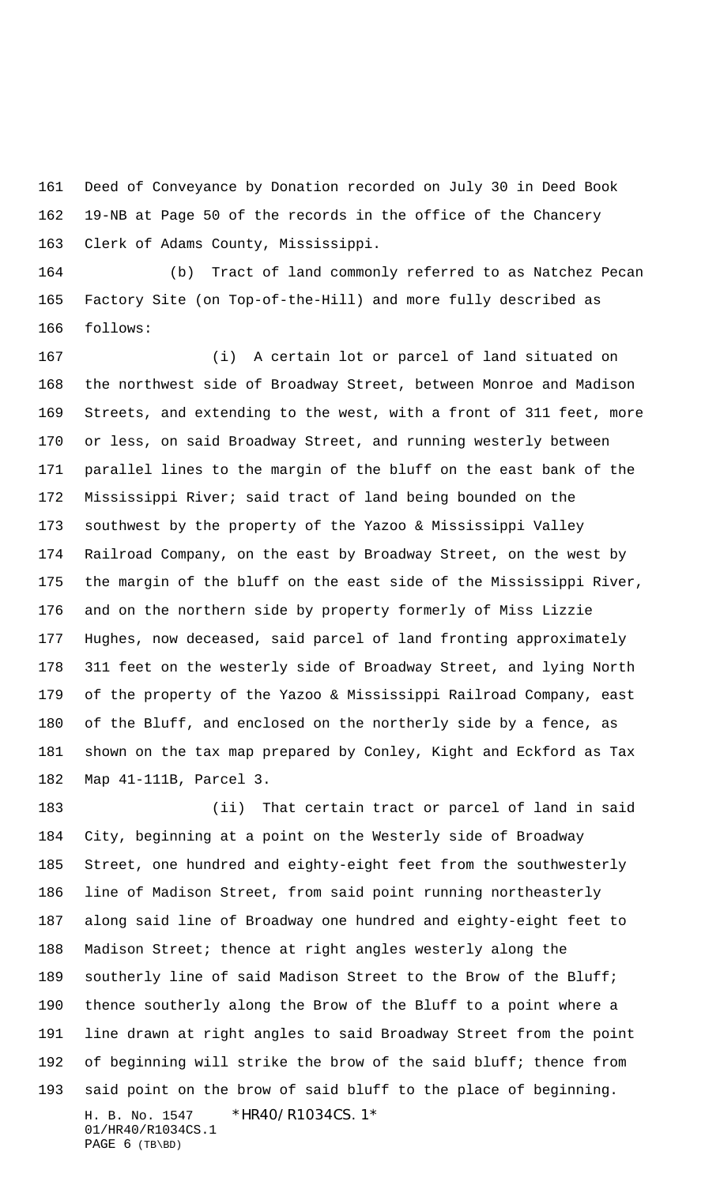Deed of Conveyance by Donation recorded on July 30 in Deed Book 19-NB at Page 50 of the records in the office of the Chancery Clerk of Adams County, Mississippi.

(b) Tract of land commonly referred to as Natchez Pecan Factory Site (on Top-of-the-Hill) and more fully described as follows:

(i) A certain lot or parcel of land situated on the northwest side of Broadway Street, between Monroe and Madison Streets, and extending to the west, with a front of 311 feet, more or less, on said Broadway Street, and running westerly between parallel lines to the margin of the bluff on the east bank of the Mississippi River; said tract of land being bounded on the southwest by the property of the Yazoo & Mississippi Valley Railroad Company, on the east by Broadway Street, on the west by the margin of the bluff on the east side of the Mississippi River, and on the northern side by property formerly of Miss Lizzie Hughes, now deceased, said parcel of land fronting approximately 311 feet on the westerly side of Broadway Street, and lying North of the property of the Yazoo & Mississippi Railroad Company, east of the Bluff, and enclosed on the northerly side by a fence, as shown on the tax map prepared by Conley, Kight and Eckford as Tax Map 41-111B, Parcel 3.

(ii) That certain tract or parcel of land in said City, beginning at a point on the Westerly side of Broadway Street, one hundred and eighty-eight feet from the southwesterly line of Madison Street, from said point running northeasterly along said line of Broadway one hundred and eighty-eight feet to Madison Street; thence at right angles westerly along the southerly line of said Madison Street to the Brow of the Bluff; thence southerly along the Brow of the Bluff to a point where a line drawn at right angles to said Broadway Street from the point of beginning will strike the brow of the said bluff; thence from said point on the brow of said bluff to the place of beginning.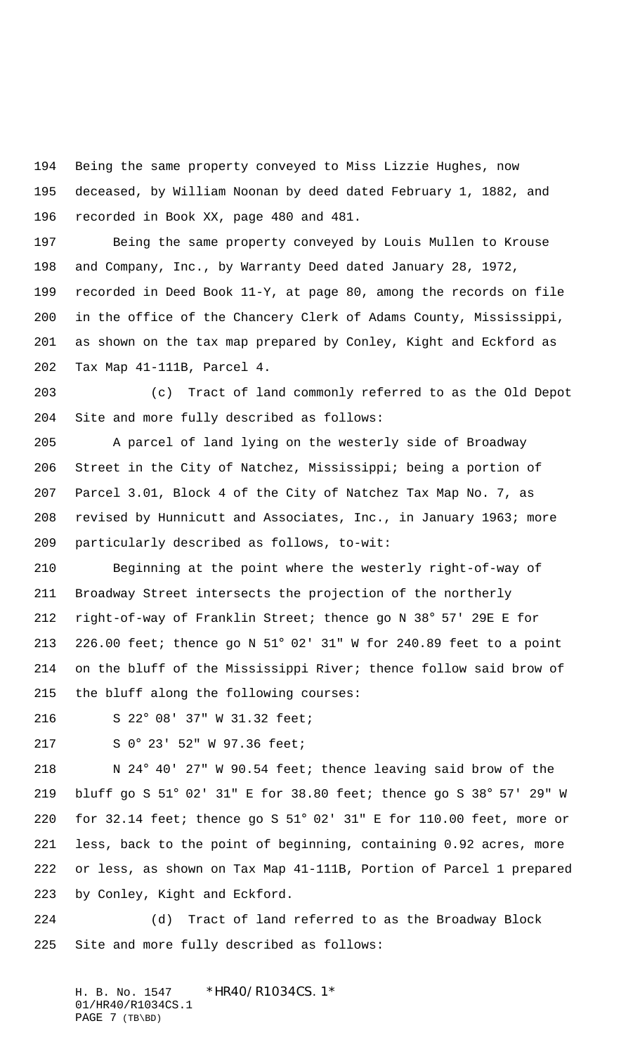Being the same property conveyed to Miss Lizzie Hughes, now deceased, by William Noonan by deed dated February 1, 1882, and recorded in Book XX, page 480 and 481.

Being the same property conveyed by Louis Mullen to Krouse and Company, Inc., by Warranty Deed dated January 28, 1972, recorded in Deed Book 11-Y, at page 80, among the records on file in the office of the Chancery Clerk of Adams County, Mississippi, as shown on the tax map prepared by Conley, Kight and Eckford as Tax Map 41-111B, Parcel 4.

(c) Tract of land commonly referred to as the Old Depot Site and more fully described as follows:

A parcel of land lying on the westerly side of Broadway Street in the City of Natchez, Mississippi; being a portion of Parcel 3.01, Block 4 of the City of Natchez Tax Map No. 7, as revised by Hunnicutt and Associates, Inc., in January 1963; more particularly described as follows, to-wit:

Beginning at the point where the westerly right-of-way of Broadway Street intersects the projection of the northerly right-of-way of Franklin Street; thence go N 38° 57' 29E E for 226.00 feet; thence go N 51° 02' 31" W for 240.89 feet to a point on the bluff of the Mississippi River; thence follow said brow of the bluff along the following courses:

S 22° 08' 37" W 31.32 feet;

S 0° 23' 52" W 97.36 feet;

N 24° 40' 27" W 90.54 feet; thence leaving said brow of the bluff go S 51° 02' 31" E for 38.80 feet; thence go S 38° 57' 29" W for 32.14 feet; thence go S 51° 02' 31" E for 110.00 feet, more or less, back to the point of beginning, containing 0.92 acres, more or less, as shown on Tax Map 41-111B, Portion of Parcel 1 prepared by Conley, Kight and Eckford.

(d) Tract of land referred to as the Broadway Block Site and more fully described as follows: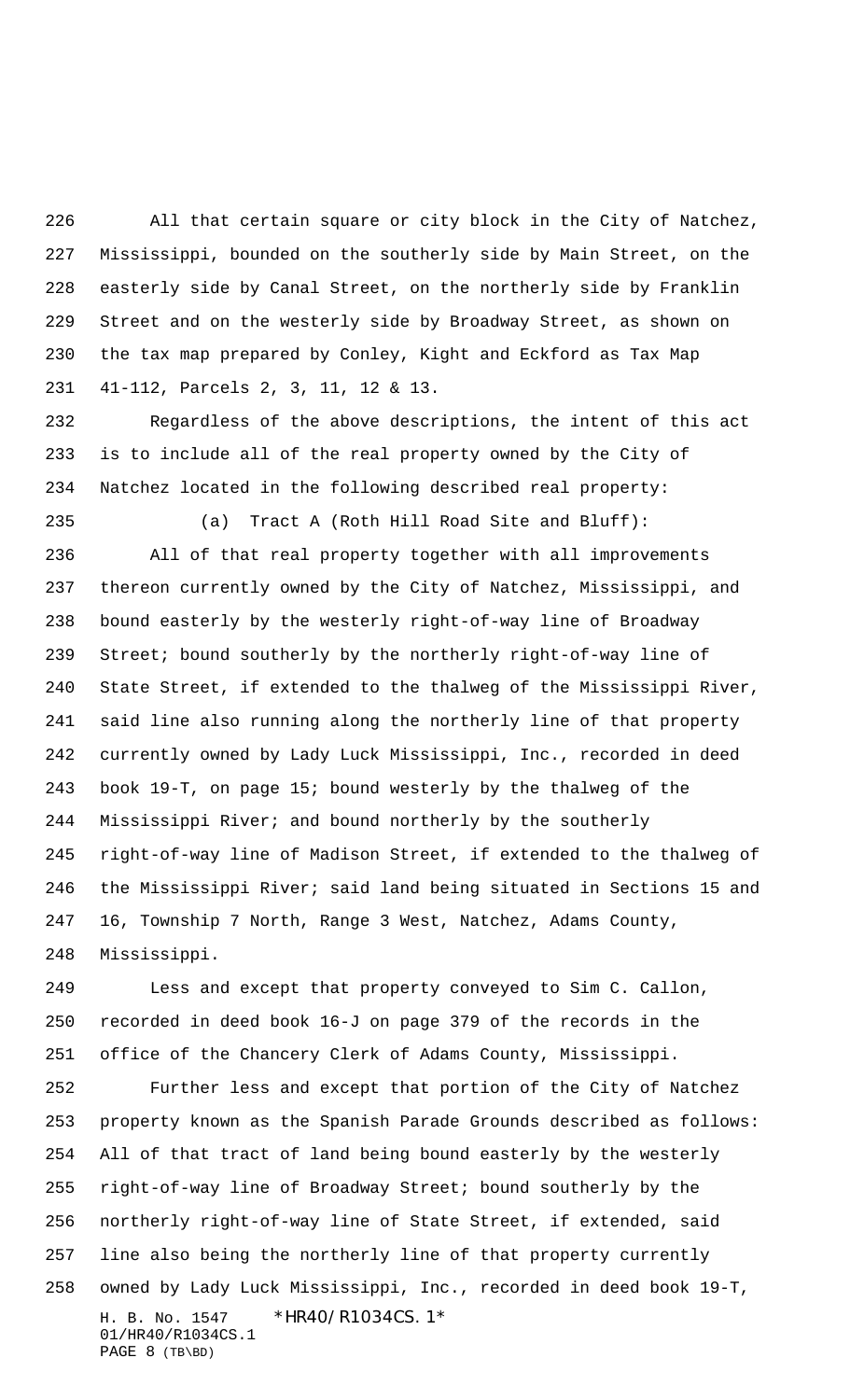All that certain square or city block in the City of Natchez, Mississippi, bounded on the southerly side by Main Street, on the easterly side by Canal Street, on the northerly side by Franklin Street and on the westerly side by Broadway Street, as shown on the tax map prepared by Conley, Kight and Eckford as Tax Map 41-112, Parcels 2, 3, 11, 12 & 13.

Regardless of the above descriptions, the intent of this act is to include all of the real property owned by the City of Natchez located in the following described real property:

(a) Tract A (Roth Hill Road Site and Bluff):

All of that real property together with all improvements thereon currently owned by the City of Natchez, Mississippi, and bound easterly by the westerly right-of-way line of Broadway Street; bound southerly by the northerly right-of-way line of State Street, if extended to the thalweg of the Mississippi River, said line also running along the northerly line of that property currently owned by Lady Luck Mississippi, Inc., recorded in deed book 19-T, on page 15; bound westerly by the thalweg of the Mississippi River; and bound northerly by the southerly right-of-way line of Madison Street, if extended to the thalweg of the Mississippi River; said land being situated in Sections 15 and 16, Township 7 North, Range 3 West, Natchez, Adams County, Mississippi.

Less and except that property conveyed to Sim C. Callon, recorded in deed book 16-J on page 379 of the records in the office of the Chancery Clerk of Adams County, Mississippi.

Further less and except that portion of the City of Natchez property known as the Spanish Parade Grounds described as follows: All of that tract of land being bound easterly by the westerly right-of-way line of Broadway Street; bound southerly by the northerly right-of-way line of State Street, if extended, said line also being the northerly line of that property currently owned by Lady Luck Mississippi, Inc., recorded in deed book 19-T,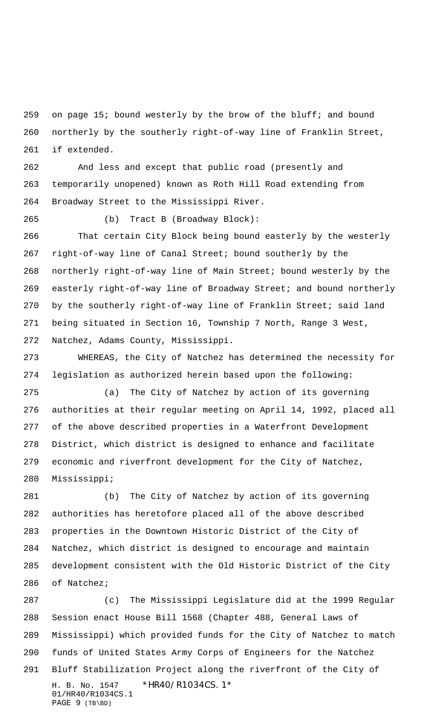on page 15; bound westerly by the brow of the bluff; and bound northerly by the southerly right-of-way line of Franklin Street, if extended.

And less and except that public road (presently and temporarily unopened) known as Roth Hill Road extending from Broadway Street to the Mississippi River.

(b) Tract B (Broadway Block):

That certain City Block being bound easterly by the westerly right-of-way line of Canal Street; bound southerly by the northerly right-of-way line of Main Street; bound westerly by the easterly right-of-way line of Broadway Street; and bound northerly by the southerly right-of-way line of Franklin Street; said land being situated in Section 16, Township 7 North, Range 3 West, Natchez, Adams County, Mississippi.

WHEREAS, the City of Natchez has determined the necessity for legislation as authorized herein based upon the following:

(a) The City of Natchez by action of its governing authorities at their regular meeting on April 14, 1992, placed all of the above described properties in a Waterfront Development District, which district is designed to enhance and facilitate economic and riverfront development for the City of Natchez, Mississippi;

(b) The City of Natchez by action of its governing authorities has heretofore placed all of the above described properties in the Downtown Historic District of the City of Natchez, which district is designed to encourage and maintain development consistent with the Old Historic District of the City of Natchez;

(c) The Mississippi Legislature did at the 1999 Regular Session enact House Bill 1568 (Chapter 488, General Laws of Mississippi) which provided funds for the City of Natchez to match funds of United States Army Corps of Engineers for the Natchez Bluff Stabilization Project along the riverfront of the City of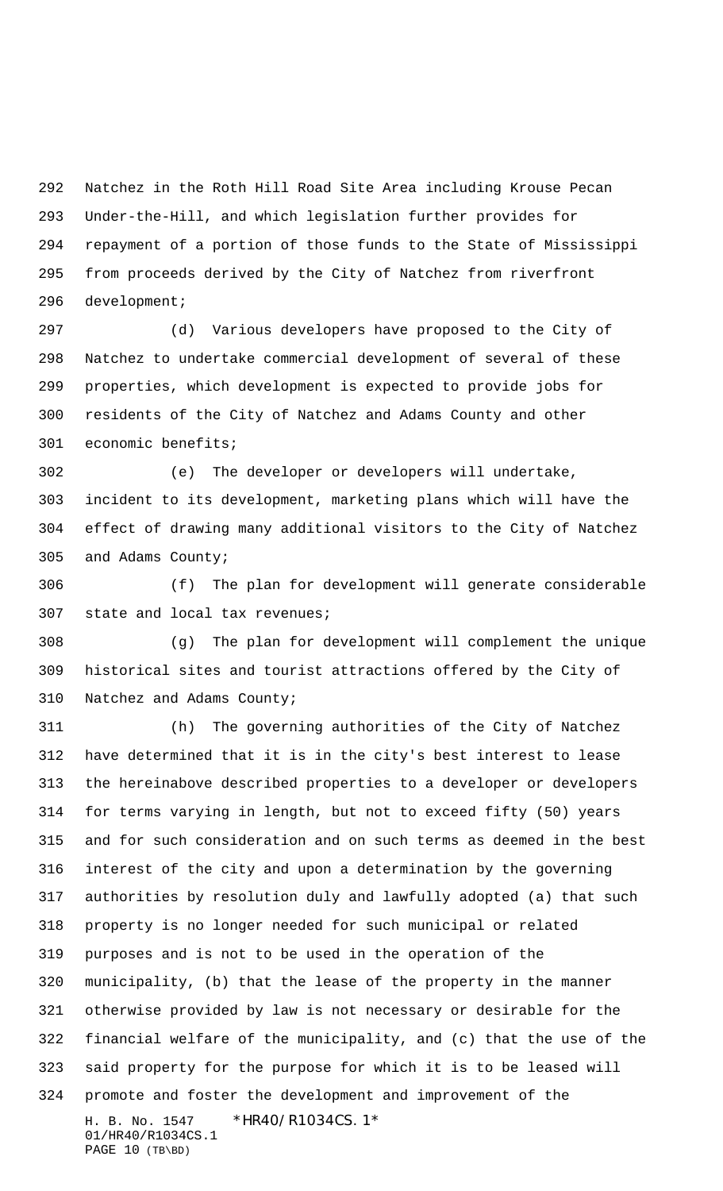Natchez in the Roth Hill Road Site Area including Krouse Pecan Under-the-Hill, and which legislation further provides for repayment of a portion of those funds to the State of Mississippi from proceeds derived by the City of Natchez from riverfront development;

(d) Various developers have proposed to the City of Natchez to undertake commercial development of several of these properties, which development is expected to provide jobs for residents of the City of Natchez and Adams County and other economic benefits;

(e) The developer or developers will undertake, incident to its development, marketing plans which will have the effect of drawing many additional visitors to the City of Natchez and Adams County;

(f) The plan for development will generate considerable state and local tax revenues;

(g) The plan for development will complement the unique historical sites and tourist attractions offered by the City of Natchez and Adams County;

(h) The governing authorities of the City of Natchez have determined that it is in the city's best interest to lease the hereinabove described properties to a developer or developers for terms varying in length, but not to exceed fifty (50) years and for such consideration and on such terms as deemed in the best interest of the city and upon a determination by the governing authorities by resolution duly and lawfully adopted (a) that such property is no longer needed for such municipal or related purposes and is not to be used in the operation of the municipality, (b) that the lease of the property in the manner otherwise provided by law is not necessary or desirable for the financial welfare of the municipality, and (c) that the use of the said property for the purpose for which it is to be leased will promote and foster the development and improvement of the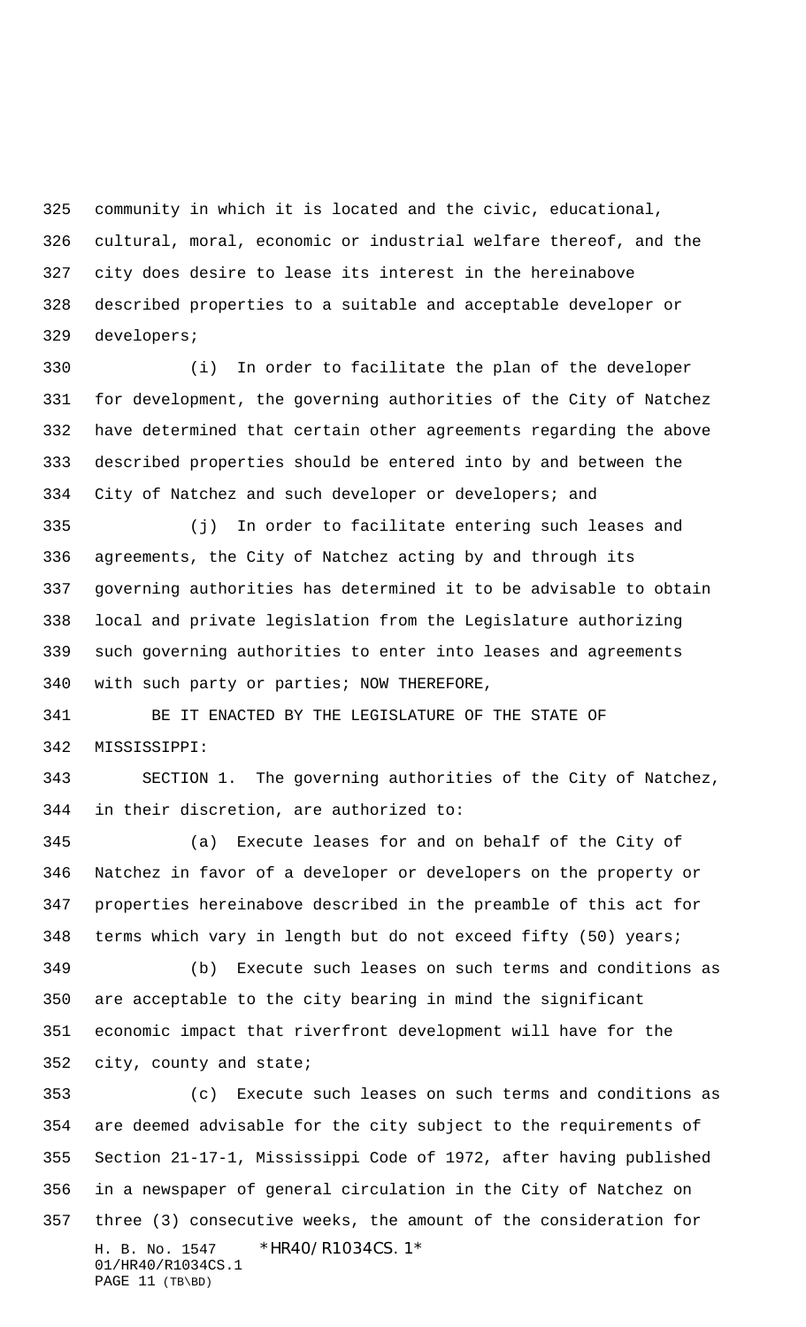community in which it is located and the civic, educational, cultural, moral, economic or industrial welfare thereof, and the city does desire to lease its interest in the hereinabove described properties to a suitable and acceptable developer or developers;

(i) In order to facilitate the plan of the developer for development, the governing authorities of the City of Natchez have determined that certain other agreements regarding the above described properties should be entered into by and between the City of Natchez and such developer or developers; and

(j) In order to facilitate entering such leases and agreements, the City of Natchez acting by and through its governing authorities has determined it to be advisable to obtain local and private legislation from the Legislature authorizing such governing authorities to enter into leases and agreements with such party or parties; NOW THEREFORE,

BE IT ENACTED BY THE LEGISLATURE OF THE STATE OF MISSISSIPPI:

SECTION 1. The governing authorities of the City of Natchez, in their discretion, are authorized to:

(a) Execute leases for and on behalf of the City of Natchez in favor of a developer or developers on the property or properties hereinabove described in the preamble of this act for terms which vary in length but do not exceed fifty (50) years;

(b) Execute such leases on such terms and conditions as are acceptable to the city bearing in mind the significant economic impact that riverfront development will have for the city, county and state;

(c) Execute such leases on such terms and conditions as are deemed advisable for the city subject to the requirements of Section 21-17-1, Mississippi Code of 1972, after having published in a newspaper of general circulation in the City of Natchez on three (3) consecutive weeks, the amount of the consideration for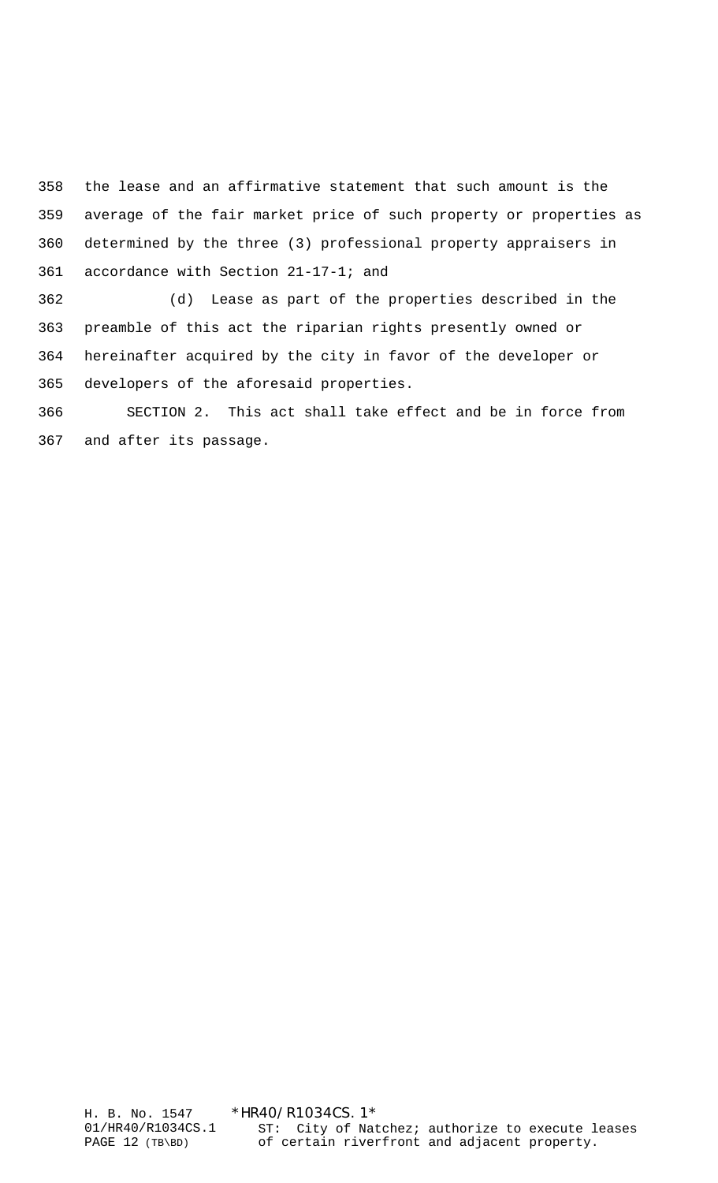the lease and an affirmative statement that such amount is the average of the fair market price of such property or properties as determined by the three (3) professional property appraisers in accordance with Section 21-17-1; and

(d) Lease as part of the properties described in the preamble of this act the riparian rights presently owned or hereinafter acquired by the city in favor of the developer or developers of the aforesaid properties.

SECTION 2. This act shall take effect and be in force from and after its passage.